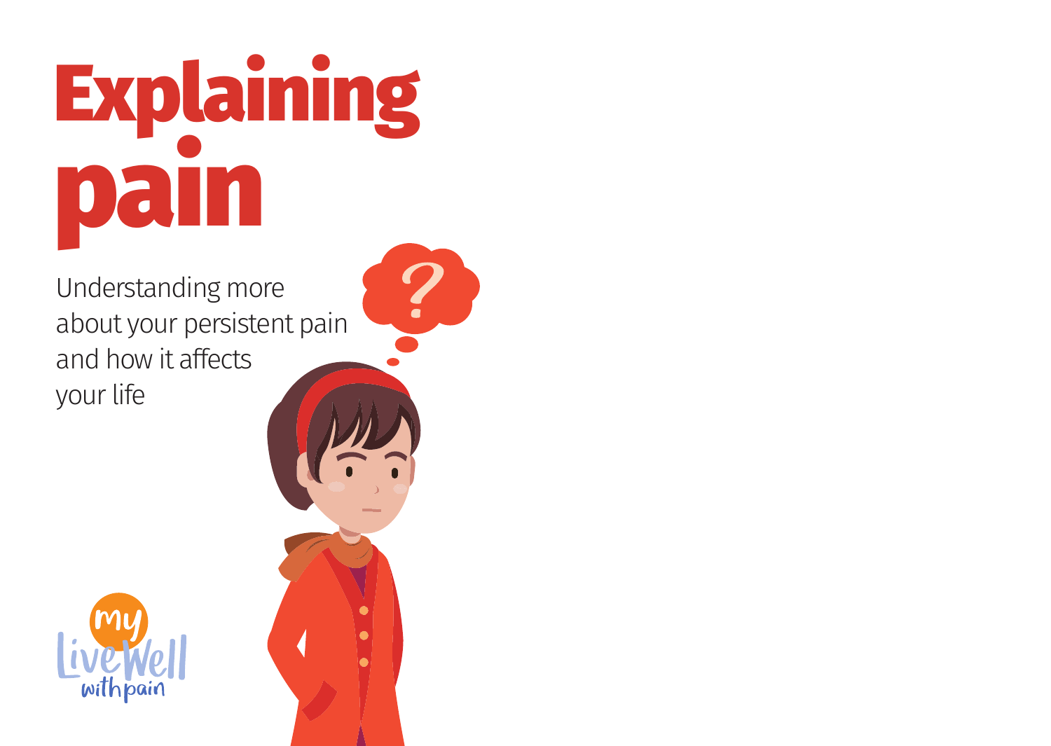# Explaining pain

Understanding more about your persistent pain and how it affects your life

my Live Well with pain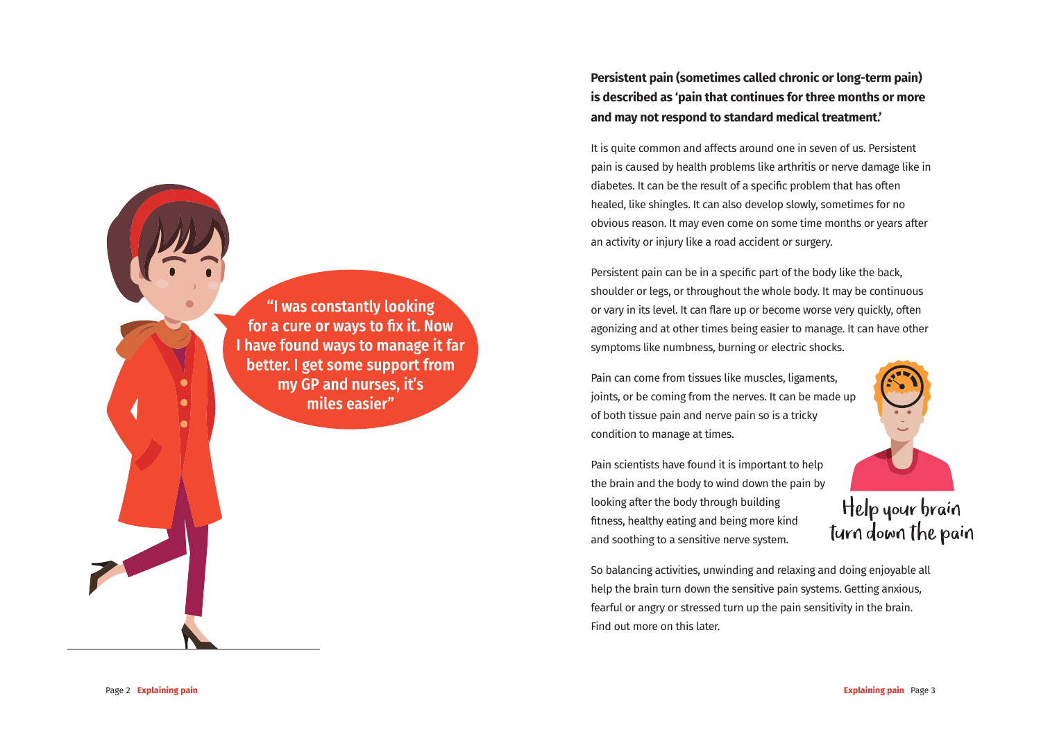"I was constantly looking for a cure or ways to fix it. Now I have found ways to manage it far better. I get some support from my GP and nurses, it's miles easier"

**Persistent pain (sometimes called chronic or long-term pain) is described as 'pain that continues for three months or more and may not respond to standard medical treatment.'**

It is quite common and affects around one in seven of us. Persistent pain is caused by health problems like arthritis or nerve damage like in diabetes. It can be the result of a specific problem that has often healed, like shingles. It can also develop slowly, sometimes for no obvious reason. It may even come on some time months or years after an activity or injury like a road accident or surgery.

Persistent pain can be in a specific part of the body like the back, shoulder or legs, or throughout the whole body. It may be continuous or vary in its level. It can flare up or become worse very quickly, often agonizing and at other times being easier to manage. It can have other symptoms like numbness, burning or electric shocks.

Pain can come from tissues like muscles, ligaments, joints, or be coming from the nerves. It can be made up of both tissue pain and nerve pain so is a tricky condition to manage at times.

Pain scientists have found it is important to help the brain and the body to wind down the pain by looking after the body through building fitness, healthy eating and being more kind and soothing to a sensitive nerve system.

Help your brain turn down the pain

So balancing activities, unwinding and relaxing and doing enjoyable all help the brain turn down the sensitive pain systems. Getting anxious, fearful or angry or stressed turn up the pain sensitivity in the brain. Find out more on this later.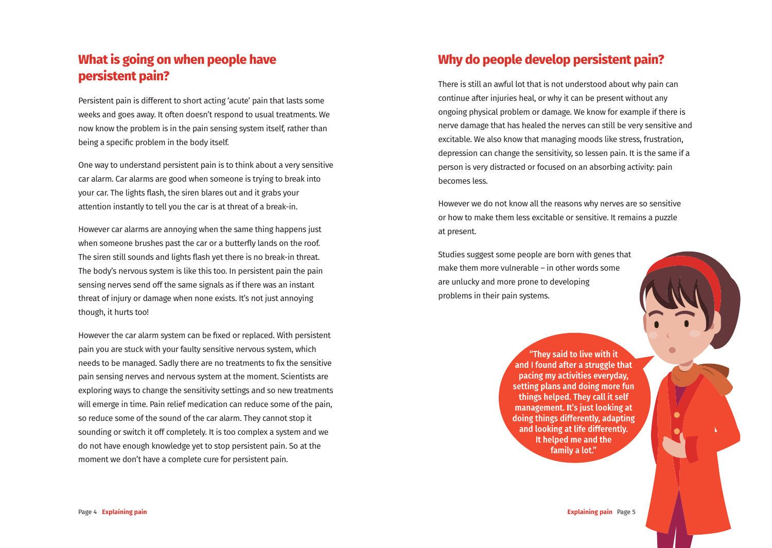## What is going on when people have persistent pain?

Persistent pain is different to short acting 'acute' pain that lasts some weeks and goes away. It often doesn't respond to usual treatments. We now know the problem is in the pain sensing system itself, rather than being a specific problem in the body itself.

One way to understand persistent pain is to think about a very sensitive car alarm. Car alarms are good when someone is trying to break into your car. The lights flash, the siren blares out and it grabs your attention instantly to tell you the car is at threat of a break-in.

However car alarms are annoying when the same thing happens just when someone brushes past the car or a butterfly lands on the roof. The siren still sounds and lights flash yet there is no break-in threat. The body's nervous system is like this too. In persistent pain the pain sensing nerves send off the same signals as if there was an instant threat of injury or damage when none exists. It's not just annoying though, it hurts too!

However the car alarm system can be fixed or replaced. With persistent pain you are stuck with your faulty sensitive nervous system, which needs to be managed. Sadly there are no treatments to fix the sensitive pain sensing nerves and nervous system at the moment. Scientists are exploring ways to change the sensitivity settings and so new treatments will emerge in time. Pain relief medication can reduce some of the pain, so reduce some of the sound of the car alarm. They cannot stop it sounding or switch it off completely. It is too complex a system and we do not have enough knowledge yet to stop persistent pain. So at the moment we don't have a complete cure for persistent pain.

## Why do people develop persistent pain?

There is still an awful lot that is not understood about why pain can continue after injuries heal, or why it can be present without any ongoing physical problem or damage. We know for example if there is nerve damage that has healed the nerves can still be very sensitive and excitable. We also know that managing moods like stress, frustration, depression can change the sensitivity, so lessen pain. It is the same if a person is very distracted or focused on an absorbing activity: pain becomes less.

However we do not know all the reasons why nerves are so sensitive or how to make them less excitable or sensitive. It remains a puzzle at present.

Studies suggest some people are born with genes that make them more vulnerable – in other words some are unlucky and more prone to developing problems in their pain systems.

**"They said to live with it and I found after a struggle that pacing my activities everyday, setting plans and doing more fun things helped. They call it self management. It's just looking at doing things differently, adapting and looking at life differently. It helped me and the family a lot."**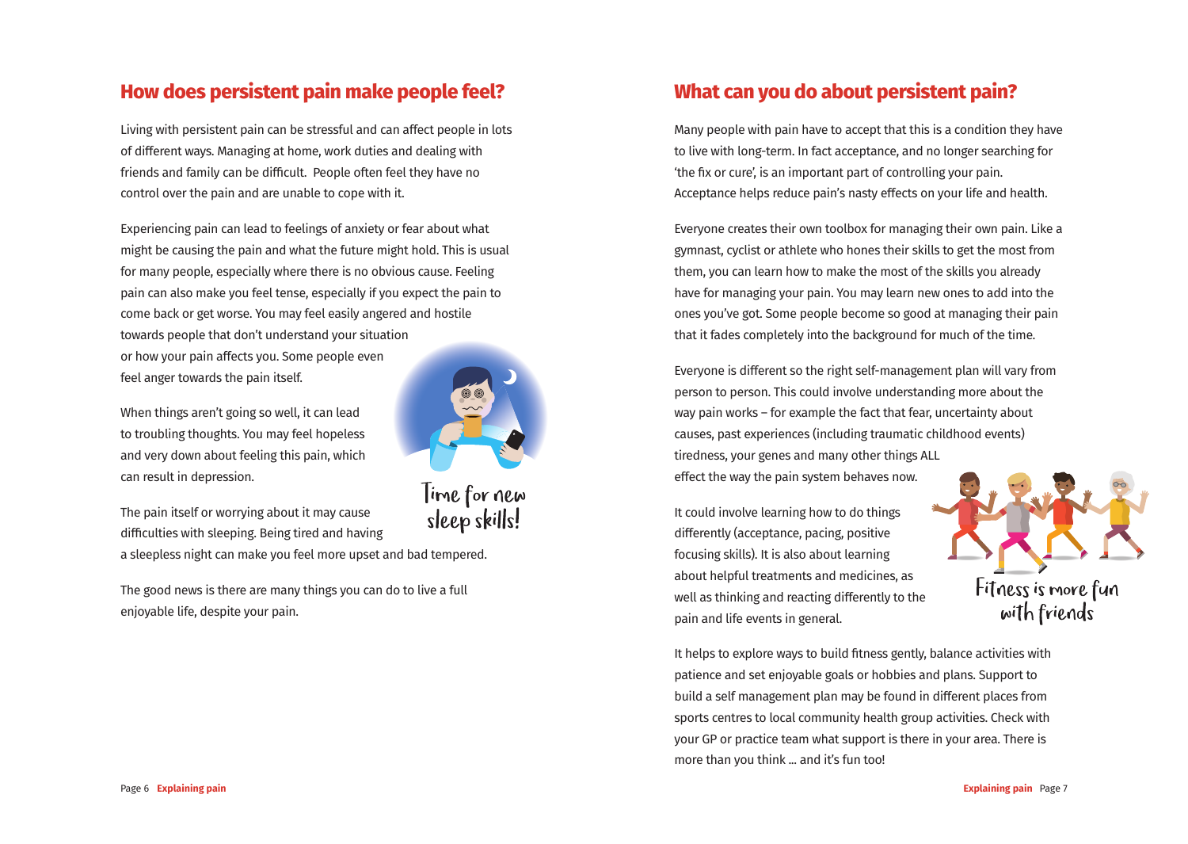## How does persistent pain make people feel?

Living with persistent pain can be stressful and can affect people in lots of different ways. Managing at home, work duties and dealing with friends and family can be difficult. People often feel they have no control over the pain and are unable to cope with it.

Experiencing pain can lead to feelings of anxiety or fear about what might be causing the pain and what the future might hold. This is usual for many people, especially where there is no obvious cause. Feeling pain can also make you feel tense, especially if you expect the pain to come back or get worse. You may feel easily angered and hostile towards people that don't understand your situation or how your pain affects you. Some people even feel anger towards the pain itself.

When things aren't going so well, it can lead to troubling thoughts. You may feel hopeless and very down about feeling this pain, which can result in depression.

The pain itself or worrying about it may cause difficulties with sleeping. Being tired and having a sleepless night can make you feel more upset and bad tempered.

Time for new sleep skills!

The good news is there are many things you can do to live a full enjoyable life, despite your pain.

## What can you do about persistent pain?

Many people with pain have to accept that this is a condition they have to live with long-term. In fact acceptance, and no longer searching for 'the fix or cure', is an important part of controlling your pain. Acceptance helps reduce pain's nasty effects on your life and health.

Everyone creates their own toolbox for managing their own pain. Like a gymnast, cyclist or athlete who hones their skills to get the most from them, you can learn how to make the most of the skills you already have for managing your pain. You may learn new ones to add into the ones you've got. Some people become so good at managing their pain that it fades completely into the background for much of the time.

Everyone is different so the right self-management plan will vary from person to person. This could involve understanding more about the way pain works – for example the fact that fear, uncertainty about causes, past experiences (including traumatic childhood events) tiredness, your genes and many other things ALL effect the way the pain system behaves now.

It could involve learning how to do things differently (acceptance, pacing, positive focusing skills). It is also about learning about helpful treatments and medicines, as well as thinking and reacting differently to the pain and life events in general.

Fitness is more fun with friends

It helps to explore ways to build fitness gently, balance activities with patience and set enjoyable goals or hobbies and plans. Support to build a self management plan may be found in different places from sports centres to local community health group activities. Check with your GP or practice team what support is there in your area. There is more than you think ... and it's fun too!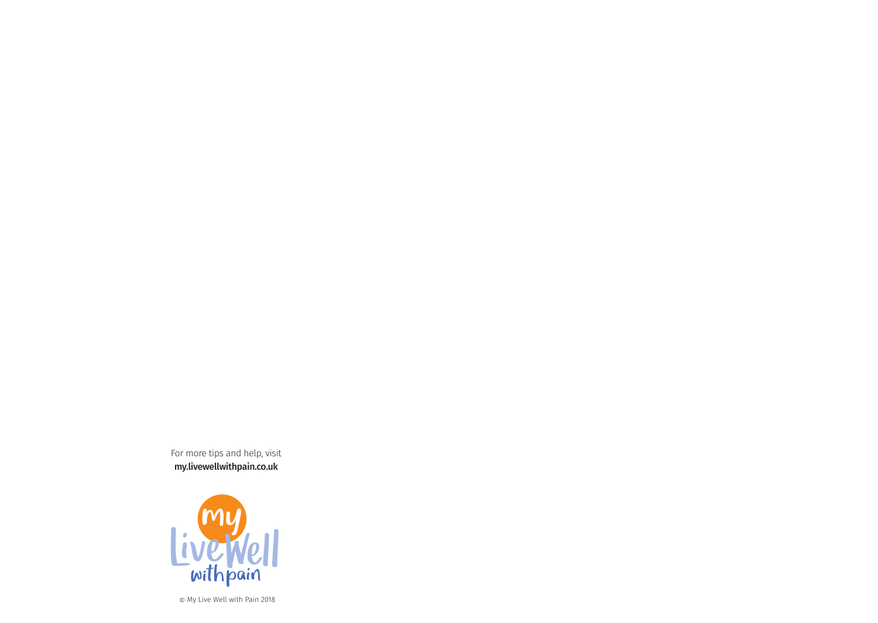For more tips and help, visit
**my.livewellwithpain.co.uk**

My Live Well with pain

© My Live Well with Pain 2018